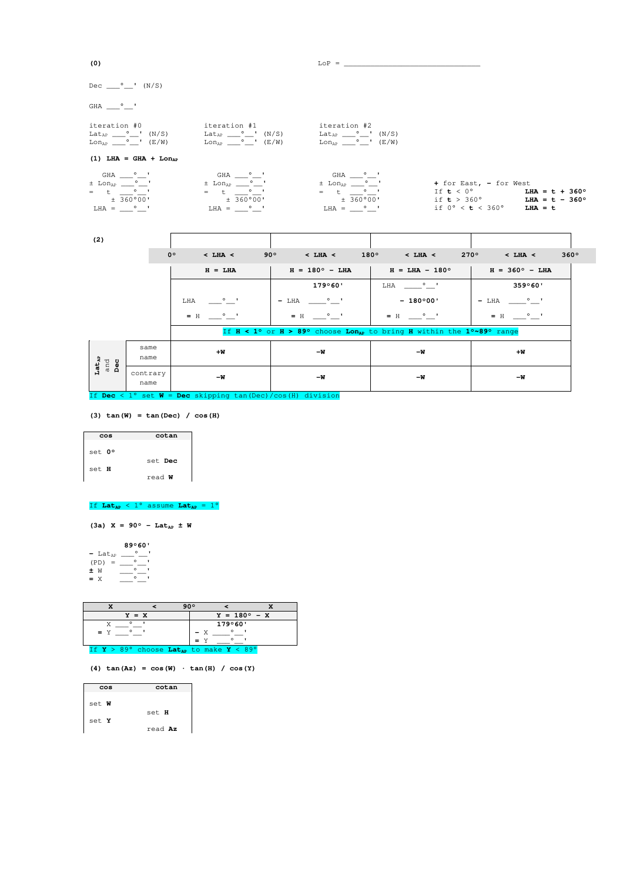**(0)**

LoP = ______________________________

Dec ___°__' (N/S)

GHA ___°__'

| iteration #0 | iteration #1 | iteration #2 |
|---|---|---|
| $Lat_{AP}$ ___°__' (N/S) | $Lat_{AP}$ ___°__' (N/S) | $Lat_{AP}$ ___°__' (N/S) |
| $Lon_{AP}$ ___°__' (E/W) | $Lon_{AP}$ ___°__' (E/W) | $Lon_{AP}$ ___°__' (E/W) |

**(1) LHA = GHA + $Lon_{AP}$**

```
   GHA ___°__'          GHA ___°__'          GHA ___°__'
± LonAP ___°__'      ± LonAP ___°__'      ± LonAP ___°__'
=   t   ___°__'      =   t   ___°__'      =   t   ___°__'
     ± 360°00'            ± 360°00'            ± 360°00'
 LHA = ___°__'        LHA = ___°__'        LHA = ___°__'
```

**+** for East, **−** for West

| | |
|---|---|
| If **t** < 0° | **LHA = t + 360°** |
| if **t** > 360° | **LHA = t − 360°** |
| if 0° < **t** < 360° | **LHA = t** |

**(2)**

| | | 0° < LHA < 90° | 90° < LHA < 180° | 180° < LHA < 270° | 270° < LHA < 360° |
|---|---|---|---|---|---|
| | | **H = LHA** | **H = 180° − LHA** | **H = LHA − 180°** | **H = 360° − LHA** |
| | | LHA ___°__' <br> = H ___°__' | 179°60' <br> − LHA ___°__' <br> = H ___°__' | LHA ___°__' <br> − 180°00' <br> = H ___°__' | 359°60' <br> − LHA ___°__' <br> = H ___°__' |
| | | If **H < 1°** or **H > 89°** choose **$Lon_{AP}$** to bring **H** within the **1°~89°** range | | | |
| **$Lat_{AP}$ and Dec** | same name | **+W** | **−W** | **−W** | **+W** |
| | contrary name | **−W** | **−W** | **−W** | **−W** |

If **Dec** < 1° set **W** = **Dec** skipping tan(Dec)/cos(H) division

**(3) tan(W) = tan(Dec) / cos(H)**

| cos | cotan |
|---|---|
| set **0°** | |
| | set **Dec** |
| set **H** | |
| | read **W** |

If **$Lat_{AP}$** < 1° assume **$Lat_{AP}$** = 1°

**(3a) X = 90° − $Lat_{AP}$ ± W**

```
        89°60'
− LatAP ___°__'
(PD) =  ___°__'
± W     ___°__'
= X     ___°__'
```

| X < 90° | 90° < X |
|---|---|
| **Y = X** | **Y = 180° − X** |
| X ___°__' <br> = Y ___°__' | 179°60' <br> − X ___°__' <br> = Y ___°__' |

If **Y** > 89° choose **$Lat_{AP}$** to make **Y** < 89°

**(4) tan(Az) = cos(W) · tan(H) / cos(Y)**

| cos | cotan |
|---|---|
| set **W** | |
| | set **H** |
| set **Y** | |
| | read **Az** |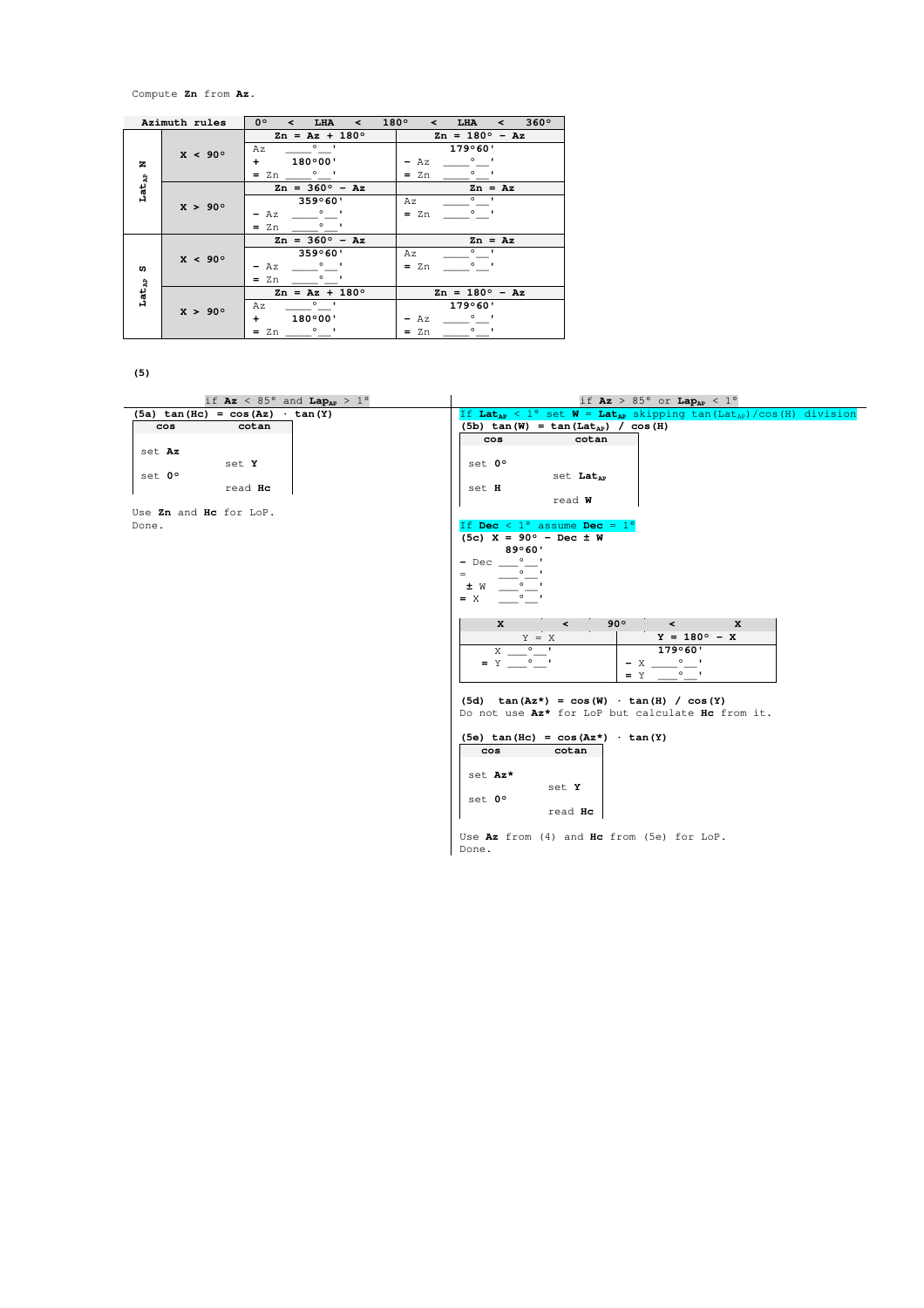Compute **Zn** from **Az**.

| Azimuth rules | | 0° < LHA < 180° | 180° < LHA < 360° |
|---|---|---|---|
| $Lat_{AP}$ N | X < 90° | **Zn = Az + 180°**<br>Az ____°__'<br>+ 180°00'<br>= Zn ____°__' | **Zn = 180° − Az**<br>179°60'<br>− Az ____°__'<br>= Zn ____°__' |
| | X > 90° | **Zn = 360° − Az**<br>359°60'<br>− Az ____°__'<br>= Zn ____°__' | **Zn = Az**<br>Az ____°__'<br>= Zn ____°__' |
| $Lat_{AP}$ S | X < 90° | **Zn = 360° − Az**<br>359°60'<br>− Az ____°__'<br>= Zn ____°__' | **Zn = Az**<br>Az ____°__'<br>= Zn ____°__' |
| | X > 90° | **Zn = Az + 180°**<br>Az ____°__'<br>+ 180°00'<br>= Zn ____°__' | **Zn = 180° − Az**<br>179°60'<br>− Az ____°__'<br>= Zn ____°__' |

**(5)**

if **Az** < 85° and **Lap**$_{AP}$ > 1°

**(5a)** $\tan(Hc) = \cos(Az) \cdot \tan(Y)$

| cos | cotan |
|---|---|
| set **Az** | |
| | set **Y** |
| set **0°** | |
| | read **Hc** |

Use **Zn** and **Hc** for LoP.
Done.

if **Az** > 85° or **Lap**$_{AP}$ < 1°

If **Lat**$_{AP}$ < 1° set **W** = **Lat**$_{AP}$ skipping $\tan(Lat_{AP})/\cos(H)$ division

**(5b)** $\tan(W) = \tan(Lat_{AP}) \; / \; \cos(H)$

| cos | cotan |
|---|---|
| set **0°** | |
| | set **Lat**$_{AP}$ |
| set **H** | |
| | read **W** |

If **Dec** < 1° assume **Dec** = 1°

**(5c)** $X = 90° − Dec \pm W$

89°60'
− Dec ___°__'
= ___°__'
± W ___°__'
= X ___°__'

| X < 90° | 90° < X |
|---|---|
| **Y = X** | **Y = 180° − X** |
| X ___°__'<br>= Y ___°__' | 179°60'<br>− X ____°__'<br>= Y ____°__' |

**(5d)** $\tan(Az^*) = \cos(W) \cdot \tan(H) \; / \; \cos(Y)$
Do not use **Az\*** for LoP but calculate **Hc** from it.

**(5e)** $\tan(Hc) = \cos(Az^*) \cdot \tan(Y)$

| cos | cotan |
|---|---|
| set **Az\*** | |
| | set **Y** |
| set **0°** | |
| | read **Hc** |

Use **Az** from (4) and **Hc** from (5e) for LoP.
Done.